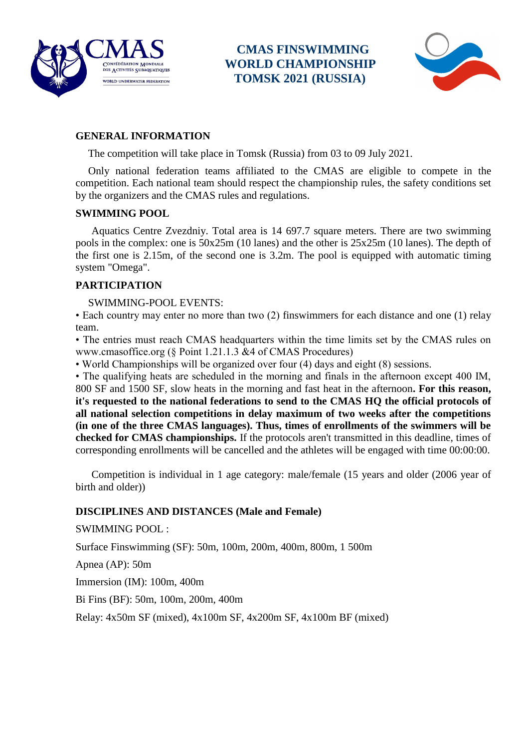# CMAS FINSWIMMING WORLD CHAMPIONSHIP TOMSK 2021 (RUSSIA)

## GENERAL INFORMATION

The competition will take place in Tomsk (Russia) from 03 to 09 July 2021.

Only national federation teams affiliated to the CMAS are eligible to compete in the competition. Each national team should respect the championship rules, the safety conditions set by the organizers and the CMAS rules and regulations.

## SWIMMING POOL

Aquatics Centre Zvezdniy. Total area is 14 697.7 square meters. There are two swimming pools in the complex: one is 50x25m (10 lanes) and the other is 25x25m (10 lanes). The depth of the first one is 2.15m, of the second one is 3.2m. The pool is equipped with automatic timing system "Omega".

## PARTICIPATION

SWIMMING-POOL EVENTS:

- Each country may enter no more than two (2) finswimmers for each distance and one (1) relay team.
- The entries must reach CMAS headquarters within the time limits set by the CMAS rules on www.cmasoffice.org (§ Point 1.21.1.3 &4 of CMAS Procedures)
- World Championships will be organized over four (4) days and eight (8) sessions.
- The qualifying heats are scheduled in the morning and finals in the afternoon except 400 IM, 800 SF and 1500 SF, slow heats in the morning and fast heat in the afternoon**. For this reason, it's requested to the national federations to send to the CMAS HQ the official protocols of all national selection competitions in delay maximum of two weeks after the competitions (in one of the three CMAS languages). Thus, times of enrollments of the swimmers will be checked for CMAS championships.** If the protocols aren't transmitted in this deadline, times of corresponding enrollments will be cancelled and the athletes will be engaged with time 00:00:00.

Competition is individual in 1 age category: male/female (15 years and older (2006 year of birth and older))

## DISCIPLINES AND DISTANCES (Male and Female)

SWIMMING POOL :

Surface Finswimming (SF): 50m, 100m, 200m, 400m, 800m, 1 500m

Apnea (AP): 50m

Immersion (IM): 100m, 400m

Bi Fins (BF): 50m, 100m, 200m, 400m

Relay: 4x50m SF (mixed), 4x100m SF, 4x200m SF, 4x100m BF (mixed)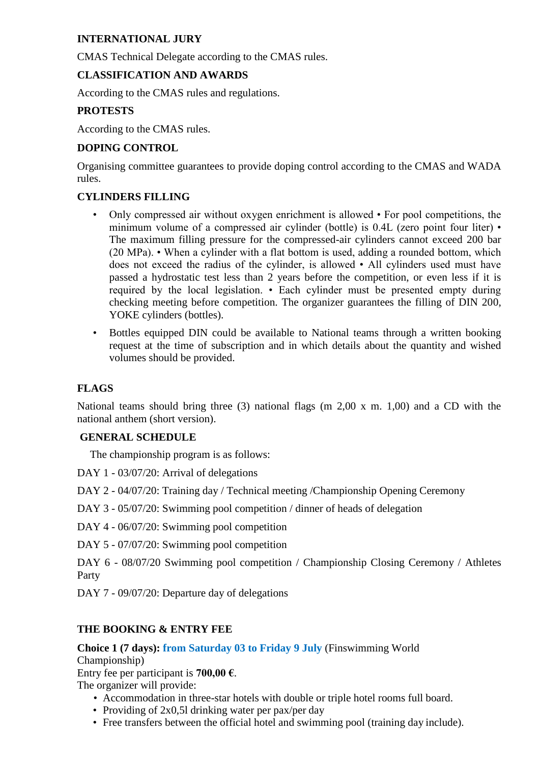**INTERNATIONAL JURY**

CMAS Technical Delegate according to the CMAS rules.

**CLASSIFICATION AND AWARDS**

According to the CMAS rules and regulations.

**PROTESTS**

According to the CMAS rules.

**DOPING CONTROL**

Organising committee guarantees to provide doping control according to the CMAS and WADA rules.

**CYLINDERS FILLING**

- Only compressed air without oxygen enrichment is allowed • For pool competitions, the minimum volume of a compressed air cylinder (bottle) is 0.4L (zero point four liter) • The maximum filling pressure for the compressed-air cylinders cannot exceed 200 bar (20 MPa). • When a cylinder with a flat bottom is used, adding a rounded bottom, which does not exceed the radius of the cylinder, is allowed • All cylinders used must have passed a hydrostatic test less than 2 years before the competition, or even less if it is required by the local legislation. • Each cylinder must be presented empty during checking meeting before competition. The organizer guarantees the filling of DIN 200, YOKE cylinders (bottles).
- Bottles equipped DIN could be available to National teams through a written booking request at the time of subscription and in which details about the quantity and wished volumes should be provided.

**FLAGS**

National teams should bring three (3) national flags (m 2,00 x m. 1,00) and a CD with the national anthem (short version).

**GENERAL SCHEDULE**

The championship program is as follows:

DAY 1 - 03/07/20: Arrival of delegations

DAY 2 - 04/07/20: Training day / Technical meeting /Championship Opening Ceremony

DAY 3 - 05/07/20: Swimming pool competition / dinner of heads of delegation

DAY 4 - 06/07/20: Swimming pool competition

DAY 5 - 07/07/20: Swimming pool competition

DAY 6 - 08/07/20 Swimming pool competition / Championship Closing Ceremony / Athletes Party

DAY 7 - 09/07/20: Departure day of delegations

**THE BOOKING & ENTRY FEE**

**Choice 1 (7 days): from Saturday 03 to Friday 9 July** (Finswimming World Championship)
Entry fee per participant is **700,00 €**.
The organizer will provide:

- Accommodation in three-star hotels with double or triple hotel rooms full board.
- Providing of 2x0,5l drinking water per pax/per day
- Free transfers between the official hotel and swimming pool (training day include).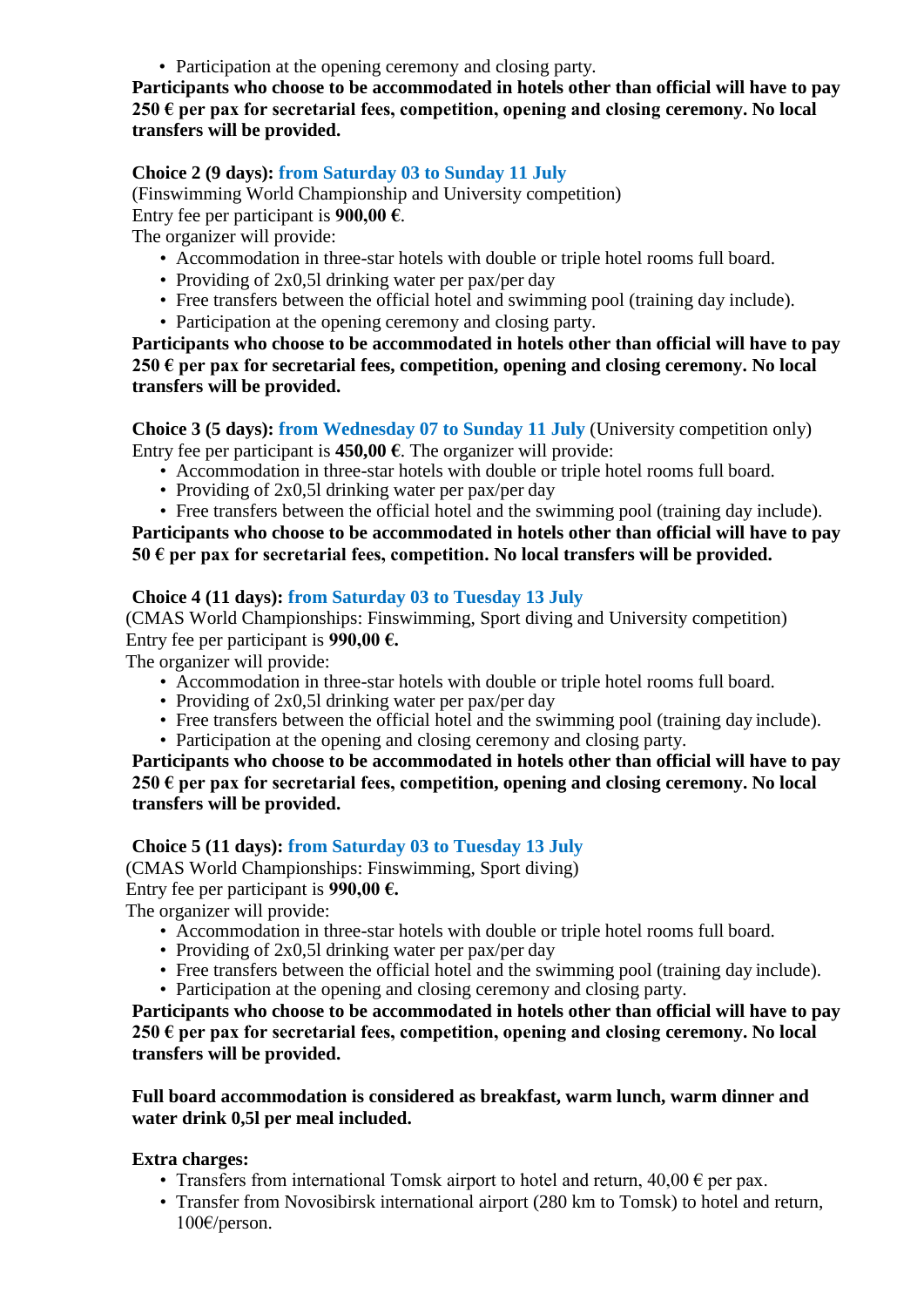- Participation at the opening ceremony and closing party.

**Participants who choose to be accommodated in hotels other than official will have to pay 250 € per pax for secretarial fees, competition, opening and closing ceremony. No local transfers will be provided.**

**Choice 2 (9 days): from Saturday 03 to Sunday 11 July**
(Finswimming World Championship and University competition)
Entry fee per participant is **900,00 €**.
The organizer will provide:

- Accommodation in three-star hotels with double or triple hotel rooms full board.
- Providing of 2x0,5l drinking water per pax/per day
- Free transfers between the official hotel and swimming pool (training day include).
- Participation at the opening ceremony and closing party.

**Participants who choose to be accommodated in hotels other than official will have to pay 250 € per pax for secretarial fees, competition, opening and closing ceremony. No local transfers will be provided.**

**Choice 3 (5 days): from Wednesday 07 to Sunday 11 July** (University competition only)
Entry fee per participant is **450,00 €**. The organizer will provide:

- Accommodation in three-star hotels with double or triple hotel rooms full board.
- Providing of 2x0,5l drinking water per pax/per day
- Free transfers between the official hotel and the swimming pool (training day include).

**Participants who choose to be accommodated in hotels other than official will have to pay 50 € per pax for secretarial fees, competition. No local transfers will be provided.**

**Choice 4 (11 days): from Saturday 03 to Tuesday 13 July**
(CMAS World Championships: Finswimming, Sport diving and University competition)
Entry fee per participant is **990,00 €.**
The organizer will provide:

- Accommodation in three-star hotels with double or triple hotel rooms full board.
- Providing of 2x0,5l drinking water per pax/per day
- Free transfers between the official hotel and the swimming pool (training day include).
- Participation at the opening and closing ceremony and closing party.

**Participants who choose to be accommodated in hotels other than official will have to pay 250 € per pax for secretarial fees, competition, opening and closing ceremony. No local transfers will be provided.**

**Choice 5 (11 days): from Saturday 03 to Tuesday 13 July**
(CMAS World Championships: Finswimming, Sport diving)
Entry fee per participant is **990,00 €.**
The organizer will provide:

- Accommodation in three-star hotels with double or triple hotel rooms full board.
- Providing of 2x0,5l drinking water per pax/per day
- Free transfers between the official hotel and the swimming pool (training day include).
- Participation at the opening and closing ceremony and closing party.

**Participants who choose to be accommodated in hotels other than official will have to pay 250 € per pax for secretarial fees, competition, opening and closing ceremony. No local transfers will be provided.**

**Full board accommodation is considered as breakfast, warm lunch, warm dinner and water drink 0,5l per meal included.**

**Extra charges:**

- Transfers from international Tomsk airport to hotel and return, 40,00 € per pax.
- Transfer from Novosibirsk international airport (280 km to Tomsk) to hotel and return, 100€/person.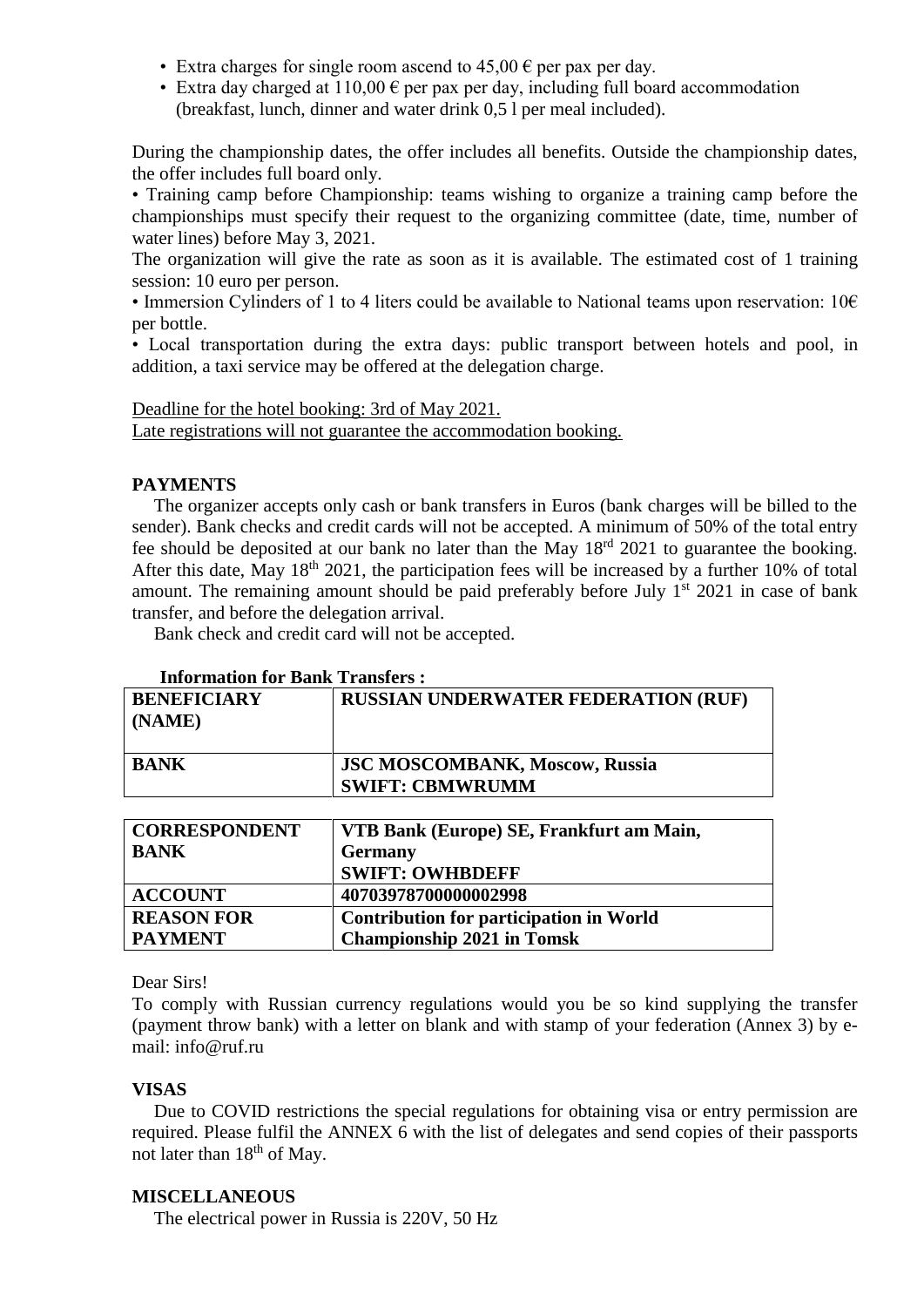- Extra charges for single room ascend to 45,00 € per pax per day.
- Extra day charged at 110,00 € per pax per day, including full board accommodation (breakfast, lunch, dinner and water drink 0,5 l per meal included).

During the championship dates, the offer includes all benefits. Outside the championship dates, the offer includes full board only.

• Training camp before Championship: teams wishing to organize a training camp before the championships must specify their request to the organizing committee (date, time, number of water lines) before May 3, 2021.

The organization will give the rate as soon as it is available. The estimated cost of 1 training session: 10 euro per person.

• Immersion Cylinders of 1 to 4 liters could be available to National teams upon reservation: 10€ per bottle.

• Local transportation during the extra days: public transport between hotels and pool, in addition, a taxi service may be offered at the delegation charge.

Deadline for the hotel booking: 3rd of May 2021.
Late registrations will not guarantee the accommodation booking.

## PAYMENTS

The organizer accepts only cash or bank transfers in Euros (bank charges will be billed to the sender). Bank checks and credit cards will not be accepted. A minimum of 50% of the total entry fee should be deposited at our bank no later than the May 18rd 2021 to guarantee the booking. After this date, May 18th 2021, the participation fees will be increased by a further 10% of total amount. The remaining amount should be paid preferably before July 1st 2021 in case of bank transfer, and before the delegation arrival.

Bank check and credit card will not be accepted.

**Information for Bank Transfers :**

| **BENEFICIARY (NAME)** | **RUSSIAN UNDERWATER FEDERATION (RUF)** |
|---|---|
| **BANK** | **JSC MOSCOMBANK, Moscow, Russia SWIFT: CBMWRUMM** |

| **CORRESPONDENT BANK** | **VTB Bank (Europe) SE, Frankfurt am Main, Germany SWIFT: OWHBDEFF** |
|---|---|
| **ACCOUNT** | **40703978700000002998** |
| **REASON FOR PAYMENT** | **Contribution for participation in World Championship 2021 in Tomsk** |

Dear Sirs!

To comply with Russian currency regulations would you be so kind supplying the transfer (payment throw bank) with a letter on blank and with stamp of your federation (Annex 3) by e-mail: info@ruf.ru

## VISAS

Due to COVID restrictions the special regulations for obtaining visa or entry permission are required. Please fulfil the ANNEX 6 with the list of delegates and send copies of their passports not later than 18th of May.

## MISCELLANEOUS

The electrical power in Russia is 220V, 50 Hz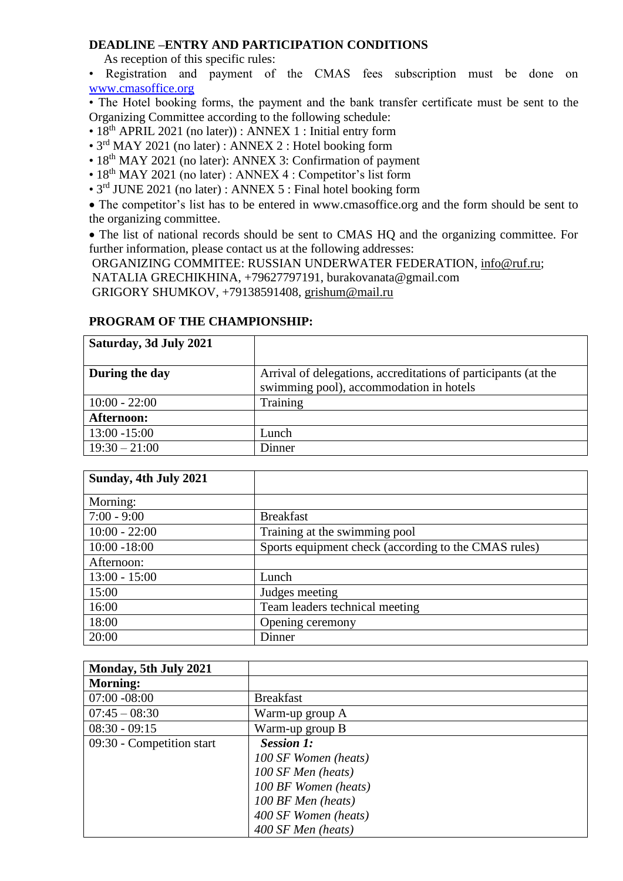**DEADLINE –ENTRY AND PARTICIPATION CONDITIONS**

As reception of this specific rules:

- Registration and payment of the CMAS fees subscription must be done on www.cmasoffice.org
- The Hotel booking forms, the payment and the bank transfer certificate must be sent to the Organizing Committee according to the following schedule:
- 18th APRIL 2021 (no later)) : ANNEX 1 : Initial entry form
- 3rd MAY 2021 (no later) : ANNEX 2 : Hotel booking form
- 18th MAY 2021 (no later): ANNEX 3: Confirmation of payment
- 18th MAY 2021 (no later) : ANNEX 4 : Competitor's list form
- 3rd JUNE 2021 (no later) : ANNEX 5 : Final hotel booking form
- The competitor's list has to be entered in www.cmasoffice.org and the form should be sent to the organizing committee.
- The list of national records should be sent to CMAS HQ and the organizing committee. For further information, please contact us at the following addresses:

ORGANIZING COMMITEE: RUSSIAN UNDERWATER FEDERATION, info@ruf.ru;
NATALIA GRECHIKHINA, +79627797191, burakovanata@gmail.com
GRIGORY SHUMKOV, +79138591408, grishum@mail.ru

**PROGRAM OF THE CHAMPIONSHIP:**

| **Saturday, 3d July 2021** | |
|---|---|
| **During the day** | Arrival of delegations, accreditations of participants (at the swimming pool), accommodation in hotels |
| 10:00 - 22:00 | Training |
| **Afternoon:** | |
| 13:00 -15:00 | Lunch |
| 19:30 – 21:00 | Dinner |

| **Sunday, 4th July 2021** | |
|---|---|
| Morning: | |
| 7:00 - 9:00 | Breakfast |
| 10:00 - 22:00 | Training at the swimming pool |
| 10:00 -18:00 | Sports equipment check (according to the CMAS rules) |
| Afternoon: | |
| 13:00 - 15:00 | Lunch |
| 15:00 | Judges meeting |
| 16:00 | Team leaders technical meeting |
| 18:00 | Opening ceremony |
| 20:00 | Dinner |

| **Monday, 5th July 2021** | |
|---|---|
| **Morning:** | |
| 07:00 -08:00 | Breakfast |
| 07:45 – 08:30 | Warm-up group A |
| 08:30 - 09:15 | Warm-up group B |
| 09:30 - Competition start | ***Session 1:***<br>*100 SF Women (heats)*<br>*100 SF Men (heats)*<br>*100 BF Women (heats)*<br>*100 BF Men (heats)*<br>*400 SF Women (heats)*<br>*400 SF Men (heats)* |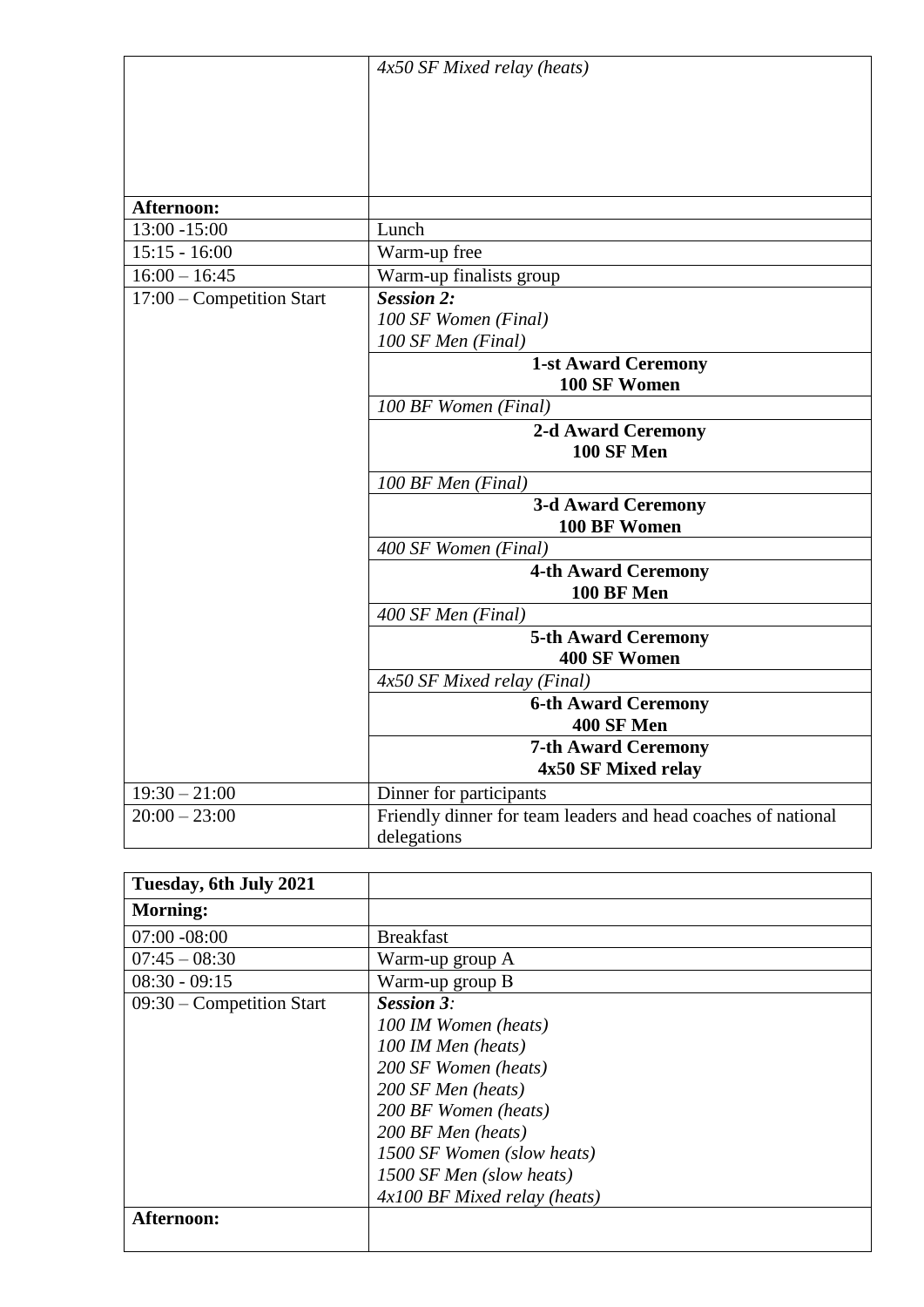| | |
|---|---|
| | *4x50 SF Mixed relay (heats)* |
| **Afternoon:** | |
| 13:00 -15:00 | Lunch |
| 15:15 - 16:00 | Warm-up free |
| 16:00 – 16:45 | Warm-up finalists group |
| 17:00 – Competition Start | ***Session 2:*** <br> *100 SF Women (Final)* <br> *100 SF Men (Final)* |
| | **1-st Award Ceremony** <br> **100 SF Women** |
| | *100 BF Women (Final)* |
| | **2-d Award Ceremony** <br> **100 SF Men** |
| | *100 BF Men (Final)* |
| | **3-d Award Ceremony** <br> **100 BF Women** |
| | *400 SF Women (Final)* |
| | **4-th Award Ceremony** <br> **100 BF Men** |
| | *400 SF Men (Final)* |
| | **5-th Award Ceremony** <br> **400 SF Women** |
| | *4x50 SF Mixed relay (Final)* |
| | **6-th Award Ceremony** <br> **400 SF Men** |
| | **7-th Award Ceremony** <br> **4x50 SF Mixed relay** |
| 19:30 – 21:00 | Dinner for participants |
| 20:00 – 23:00 | Friendly dinner for team leaders and head coaches of national delegations |

| **Tuesday, 6th July 2021** | |
|---|---|
| **Morning:** | |
| 07:00 -08:00 | Breakfast |
| 07:45 – 08:30 | Warm-up group A |
| 08:30 - 09:15 | Warm-up group B |
| 09:30 – Competition Start | ***Session 3:*** <br> *100 IM Women (heats)* <br> *100 IM Men (heats)* <br> *200 SF Women (heats)* <br> *200 SF Men (heats)* <br> *200 BF Women (heats)* <br> *200 BF Men (heats)* <br> *1500 SF Women (slow heats)* <br> *1500 SF Men (slow heats)* <br> *4x100 BF Mixed relay (heats)* |
| **Afternoon:** | |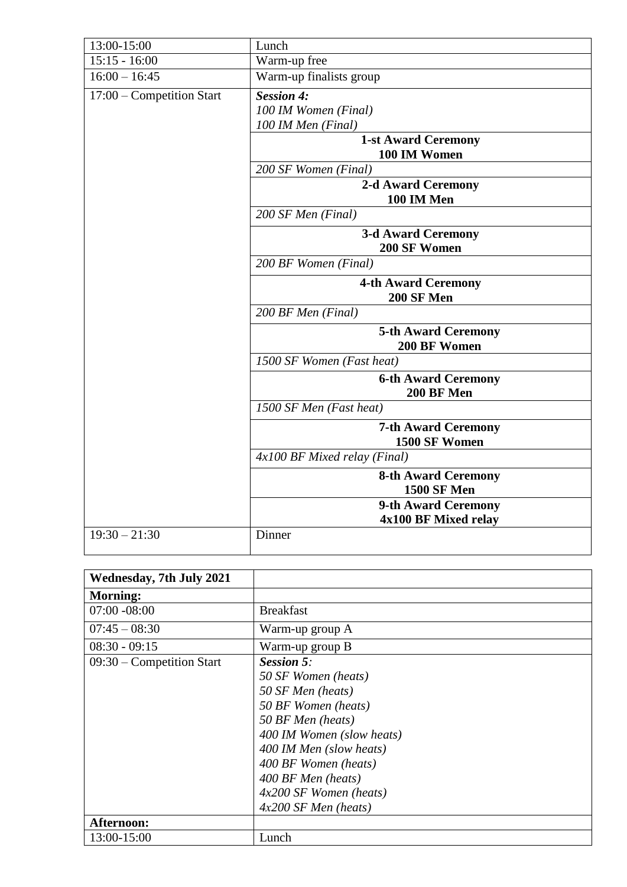| | |
|---|---|
| 13:00-15:00 | Lunch |
| 15:15 - 16:00 | Warm-up free |
| 16:00 – 16:45 | Warm-up finalists group |
| 17:00 – Competition Start | ***Session 4:***<br>*100 IM Women (Final)*<br>*100 IM Men (Final)* |
| | **1-st Award Ceremony**<br>**100 IM Women** |
| | *200 SF Women (Final)* |
| | **2-d Award Ceremony**<br>**100 IM Men** |
| | *200 SF Men (Final)* |
| | **3-d Award Ceremony**<br>**200 SF Women** |
| | *200 BF Women (Final)* |
| | **4-th Award Ceremony**<br>**200 SF Men** |
| | *200 BF Men (Final)* |
| | **5-th Award Ceremony**<br>**200 BF Women** |
| | *1500 SF Women (Fast heat)* |
| | **6-th Award Ceremony**<br>**200 BF Men** |
| | *1500 SF Men (Fast heat)* |
| | **7-th Award Ceremony**<br>**1500 SF Women** |
| | *4x100 BF Mixed relay (Final)* |
| | **8-th Award Ceremony**<br>**1500 SF Men** |
| | **9-th Award Ceremony**<br>**4x100 BF Mixed relay** |
| 19:30 – 21:30 | Dinner |

| **Wednesday, 7th July 2021** | |
|---|---|
| **Morning:** | |
| 07:00 -08:00 | Breakfast |
| 07:45 – 08:30 | Warm-up group A |
| 08:30 - 09:15 | Warm-up group B |
| 09:30 – Competition Start | ***Session 5:***<br>*50 SF Women (heats)*<br>*50 SF Men (heats)*<br>*50 BF Women (heats)*<br>*50 BF Men (heats)*<br>*400 IM Women (slow heats)*<br>*400 IM Men (slow heats)*<br>*400 BF Women (heats)*<br>*400 BF Men (heats)*<br>*4x200 SF Women (heats)*<br>*4x200 SF Men (heats)* |
| **Afternoon:** | |
| 13:00-15:00 | Lunch |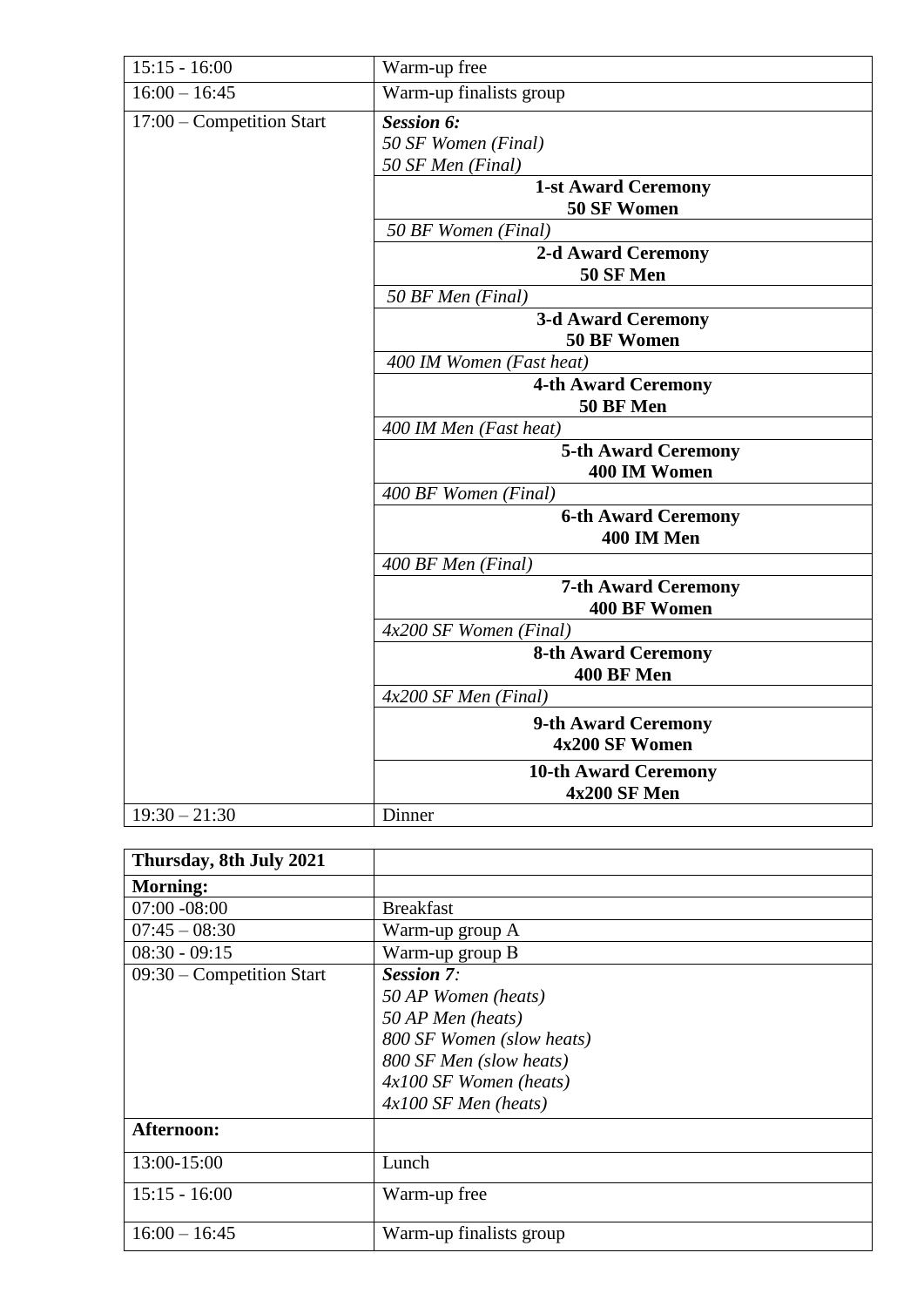| | |
|---|---|
| 15:15 - 16:00 | Warm-up free |
| 16:00 – 16:45 | Warm-up finalists group |
| 17:00 – Competition Start | ***Session 6:*** <br> *50 SF Women (Final)* <br> *50 SF Men (Final)* |
| | **1-st Award Ceremony 50 SF Women** |
| | *50 BF Women (Final)* |
| | **2-d Award Ceremony 50 SF Men** |
| | *50 BF Men (Final)* |
| | **3-d Award Ceremony 50 BF Women** |
| | *400 IM Women (Fast heat)* |
| | **4-th Award Ceremony 50 BF Men** |
| | *400 IM Men (Fast heat)* |
| | **5-th Award Ceremony 400 IM Women** |
| | *400 BF Women (Final)* |
| | **6-th Award Ceremony 400 IM Men** |
| | *400 BF Men (Final)* |
| | **7-th Award Ceremony 400 BF Women** |
| | *4x200 SF Women (Final)* |
| | **8-th Award Ceremony 400 BF Men** |
| | *4x200 SF Men (Final)* |
| | **9-th Award Ceremony 4x200 SF Women** |
| | **10-th Award Ceremony 4x200 SF Men** |
| 19:30 – 21:30 | Dinner |

| **Thursday, 8th July 2021** | |
|---|---|
| **Morning:** | |
| 07:00 -08:00 | Breakfast |
| 07:45 – 08:30 | Warm-up group A |
| 08:30 - 09:15 | Warm-up group B |
| 09:30 – Competition Start | ***Session 7:*** <br> *50 AP Women (heats)* <br> *50 AP Men (heats)* <br> *800 SF Women (slow heats)* <br> *800 SF Men (slow heats)* <br> *4x100 SF Women (heats)* <br> *4x100 SF Men (heats)* |
| **Afternoon:** | |
| 13:00-15:00 | Lunch |
| 15:15 - 16:00 | Warm-up free |
| 16:00 – 16:45 | Warm-up finalists group |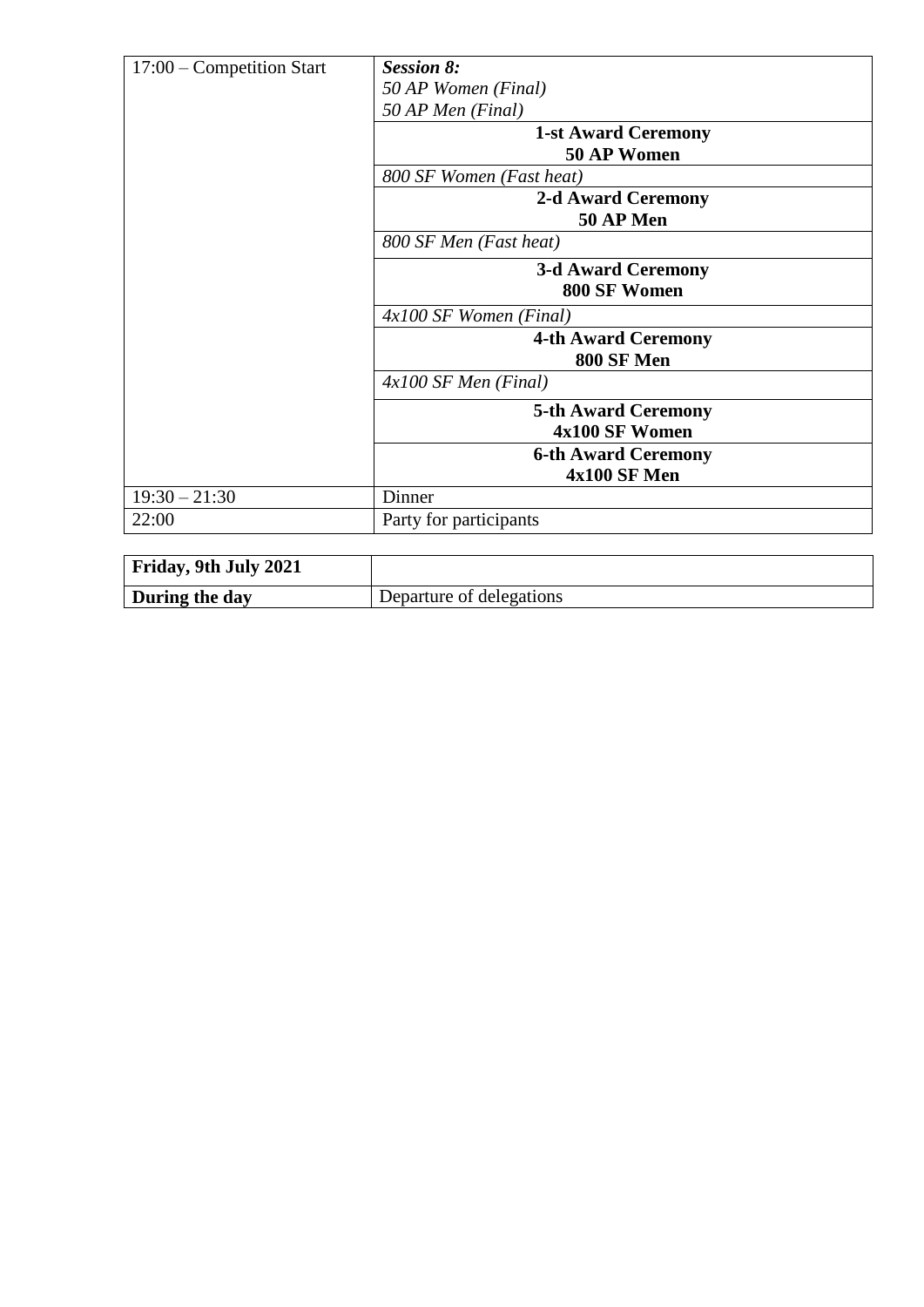| | |
|---|---|
| 17:00 – Competition Start | ***Session 8:***<br>*50 AP Women (Final)*<br>*50 AP Men (Final)* |
| | **1-st Award Ceremony**<br>**50 AP Women** |
| | *800 SF Women (Fast heat)* |
| | **2-d Award Ceremony**<br>**50 AP Men** |
| | *800 SF Men (Fast heat)* |
| | **3-d Award Ceremony**<br>**800 SF Women** |
| | *4x100 SF Women (Final)* |
| | **4-th Award Ceremony**<br>**800 SF Men** |
| | *4x100 SF Men (Final)* |
| | **5-th Award Ceremony**<br>**4x100 SF Women** |
| | **6-th Award Ceremony**<br>**4x100 SF Men** |
| 19:30 – 21:30 | Dinner |
| 22:00 | Party for participants |

| **Friday, 9th July 2021** | |
|---|---|
| **During the day** | Departure of delegations |